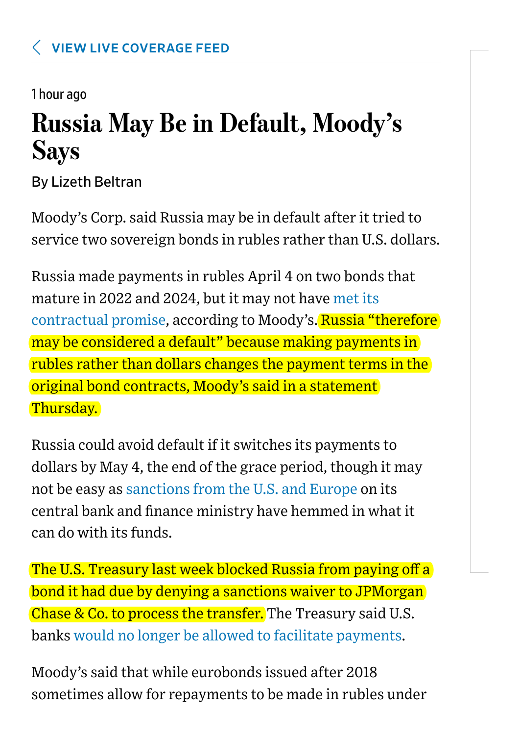VIEW LIVE COVERAGE FEED

1 hour ago

# Russia May Be in Default, Moody's Says

By Lizeth Beltran

Moody's Corp. said Russia may be in default after it tried to service two sovereign bonds in rubles rather than U.S. dollars.

Russia made payments in rubles April 4 on two bonds that mature in 2022 and 2024, but it may not have met its contractual promise, according to Moody's. Russia "therefore may be considered a default" because making payments in rubles rather than dollars changes the payment terms in the original bond contracts, Moody's said in a statement Thursday.

Russia could avoid default if it switches its payments to dollars by May 4, the end of the grace period, though it may not be easy as sanctions from the U.S. and Europe on its central bank and finance ministry have hemmed in what it can do with its funds.

The U.S. Treasury last week blocked Russia from paying off a bond it had due by denying a sanctions waiver to JPMorgan Chase & Co. to process the transfer. The Treasury said U.S. banks would no longer be allowed to facilitate payments.

Moody's said that while eurobonds issued after 2018 sometimes allow for repayments to be made in rubles under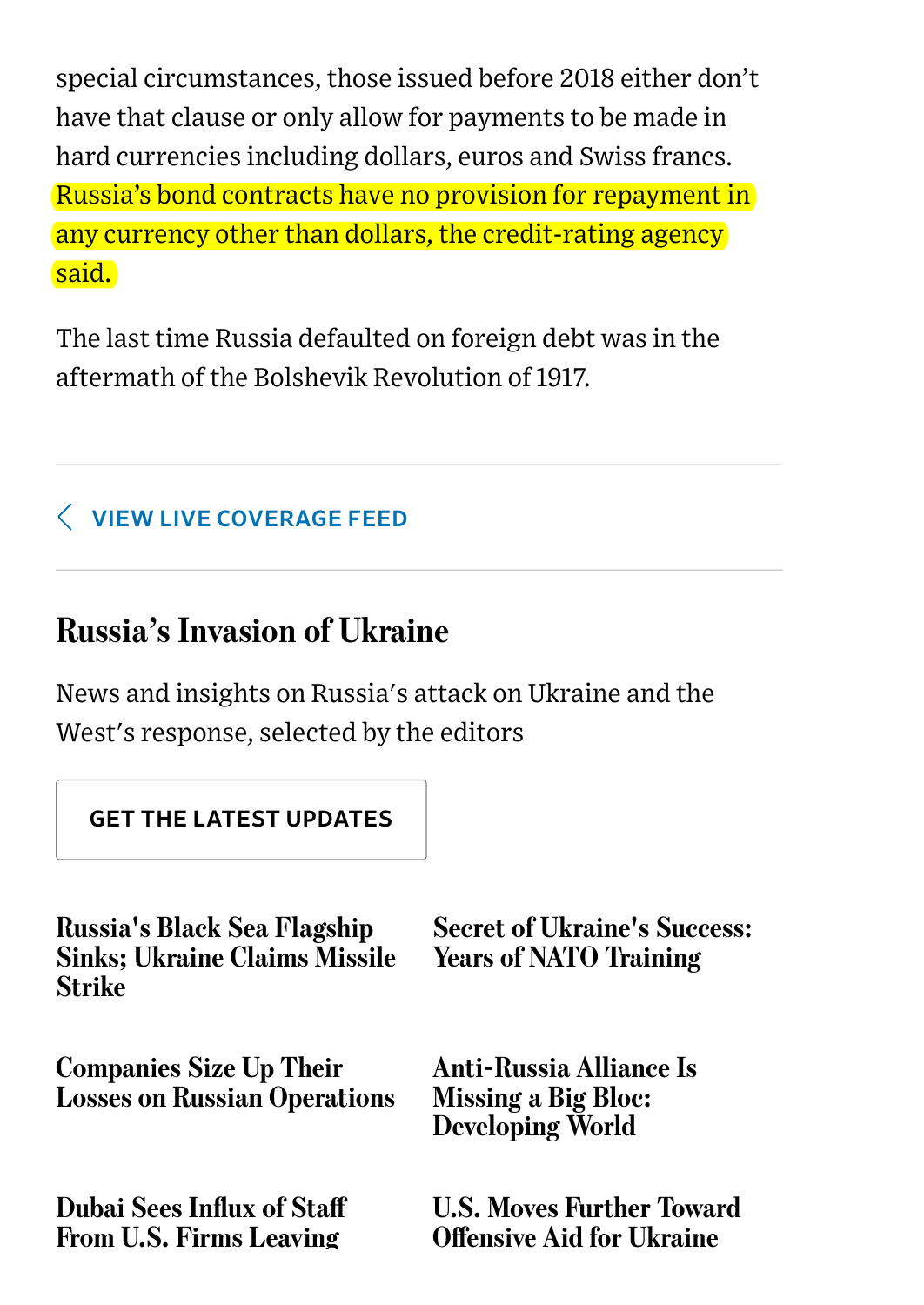special circumstances, those issued before 2018 either don't have that clause or only allow for payments to be made in hard currencies including dollars, euros and Swiss francs. Russia's bond contracts have no provision for repayment in any currency other than dollars, the credit-rating agency said.

The last time Russia defaulted on foreign debt was in the aftermath of the Bolshevik Revolution of 1917.

VIEW LIVE COVERAGE FEED

## Russia's Invasion of Ukraine

News and insights on Russia's attack on Ukraine and the West's response, selected by the editors

GET THE LATEST UPDATES

**Russia's Black Sea Flagship Sinks; Ukraine Claims Missile Strike**

**Secret of Ukraine's Success: Years of NATO Training**

**Companies Size Up Their Losses on Russian Operations**

**Anti-Russia Alliance Is Missing a Big Bloc: Developing World**

**Dubai Sees Influx of Staff From U.S. Firms Leaving**

**U.S. Moves Further Toward Offensive Aid for Ukraine**